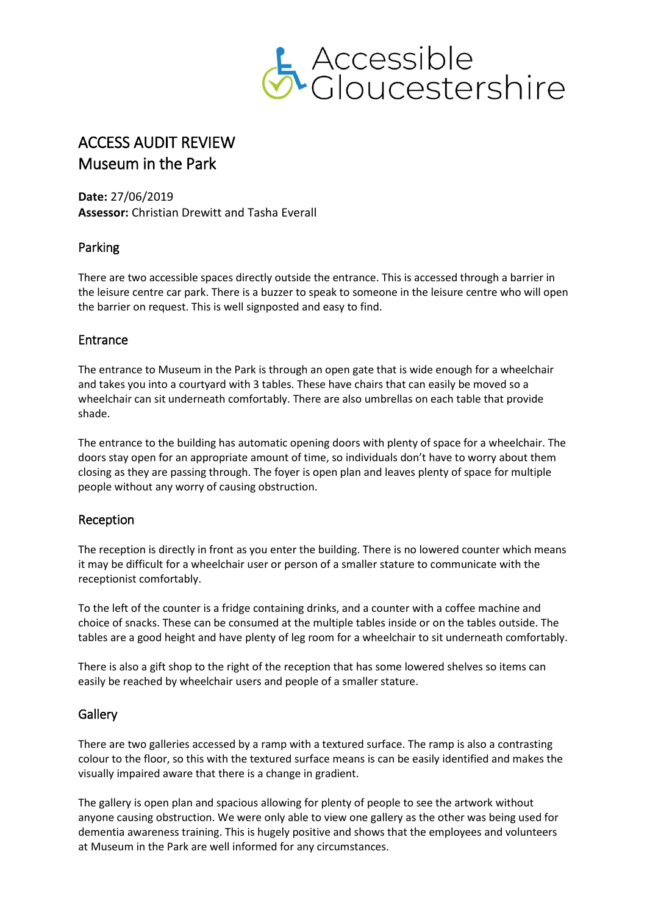Accessible Gloucestershire

# ACCESS AUDIT REVIEW
# Museum in the Park

**Date:** 27/06/2019
**Assessor:** Christian Drewitt and Tasha Everall

## Parking

There are two accessible spaces directly outside the entrance. This is accessed through a barrier in the leisure centre car park. There is a buzzer to speak to someone in the leisure centre who will open the barrier on request. This is well signposted and easy to find.

## Entrance

The entrance to Museum in the Park is through an open gate that is wide enough for a wheelchair and takes you into a courtyard with 3 tables. These have chairs that can easily be moved so a wheelchair can sit underneath comfortably. There are also umbrellas on each table that provide shade.

The entrance to the building has automatic opening doors with plenty of space for a wheelchair. The doors stay open for an appropriate amount of time, so individuals don't have to worry about them closing as they are passing through. The foyer is open plan and leaves plenty of space for multiple people without any worry of causing obstruction.

## Reception

The reception is directly in front as you enter the building. There is no lowered counter which means it may be difficult for a wheelchair user or person of a smaller stature to communicate with the receptionist comfortably.

To the left of the counter is a fridge containing drinks, and a counter with a coffee machine and choice of snacks. These can be consumed at the multiple tables inside or on the tables outside. The tables are a good height and have plenty of leg room for a wheelchair to sit underneath comfortably.

There is also a gift shop to the right of the reception that has some lowered shelves so items can easily be reached by wheelchair users and people of a smaller stature.

## Gallery

There are two galleries accessed by a ramp with a textured surface. The ramp is also a contrasting colour to the floor, so this with the textured surface means is can be easily identified and makes the visually impaired aware that there is a change in gradient.

The gallery is open plan and spacious allowing for plenty of people to see the artwork without anyone causing obstruction. We were only able to view one gallery as the other was being used for dementia awareness training. This is hugely positive and shows that the employees and volunteers at Museum in the Park are well informed for any circumstances.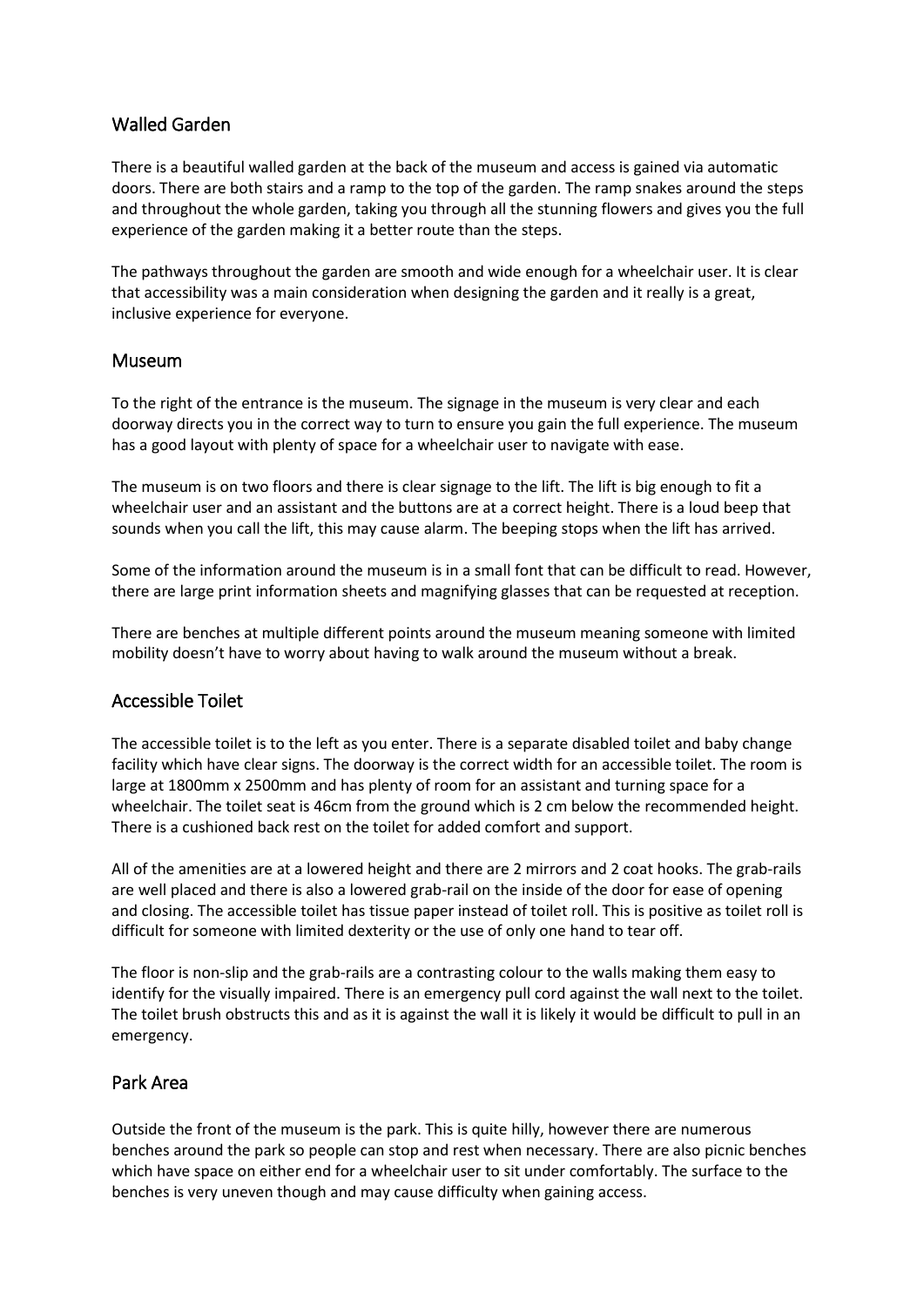## Walled Garden

There is a beautiful walled garden at the back of the museum and access is gained via automatic doors. There are both stairs and a ramp to the top of the garden. The ramp snakes around the steps and throughout the whole garden, taking you through all the stunning flowers and gives you the full experience of the garden making it a better route than the steps.

The pathways throughout the garden are smooth and wide enough for a wheelchair user. It is clear that accessibility was a main consideration when designing the garden and it really is a great, inclusive experience for everyone.

## Museum

To the right of the entrance is the museum. The signage in the museum is very clear and each doorway directs you in the correct way to turn to ensure you gain the full experience. The museum has a good layout with plenty of space for a wheelchair user to navigate with ease.

The museum is on two floors and there is clear signage to the lift. The lift is big enough to fit a wheelchair user and an assistant and the buttons are at a correct height. There is a loud beep that sounds when you call the lift, this may cause alarm. The beeping stops when the lift has arrived.

Some of the information around the museum is in a small font that can be difficult to read. However, there are large print information sheets and magnifying glasses that can be requested at reception.

There are benches at multiple different points around the museum meaning someone with limited mobility doesn't have to worry about having to walk around the museum without a break.

## Accessible Toilet

The accessible toilet is to the left as you enter. There is a separate disabled toilet and baby change facility which have clear signs. The doorway is the correct width for an accessible toilet. The room is large at 1800mm x 2500mm and has plenty of room for an assistant and turning space for a wheelchair. The toilet seat is 46cm from the ground which is 2 cm below the recommended height. There is a cushioned back rest on the toilet for added comfort and support.

All of the amenities are at a lowered height and there are 2 mirrors and 2 coat hooks. The grab-rails are well placed and there is also a lowered grab-rail on the inside of the door for ease of opening and closing. The accessible toilet has tissue paper instead of toilet roll. This is positive as toilet roll is difficult for someone with limited dexterity or the use of only one hand to tear off.

The floor is non-slip and the grab-rails are a contrasting colour to the walls making them easy to identify for the visually impaired. There is an emergency pull cord against the wall next to the toilet. The toilet brush obstructs this and as it is against the wall it is likely it would be difficult to pull in an emergency.

## Park Area

Outside the front of the museum is the park. This is quite hilly, however there are numerous benches around the park so people can stop and rest when necessary. There are also picnic benches which have space on either end for a wheelchair user to sit under comfortably. The surface to the benches is very uneven though and may cause difficulty when gaining access.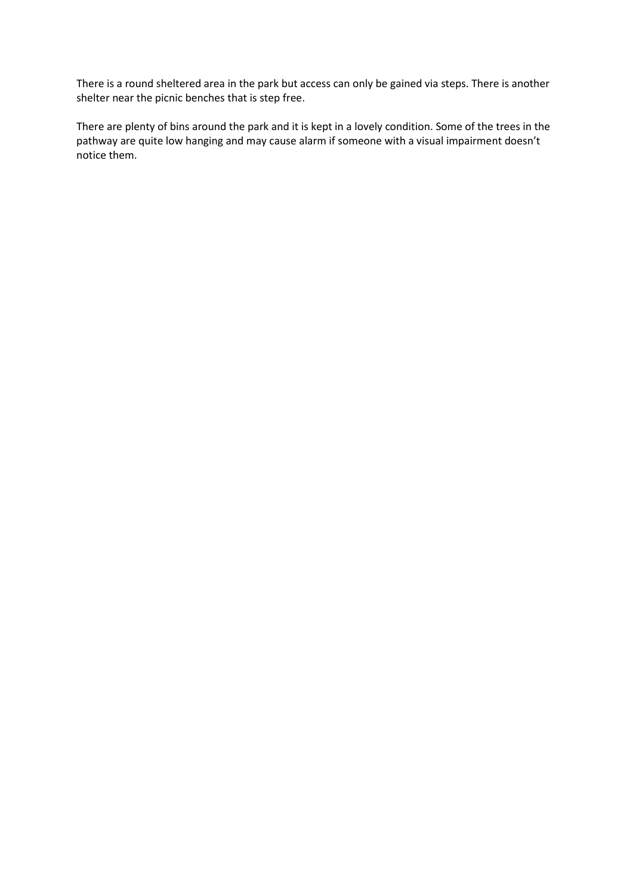There is a round sheltered area in the park but access can only be gained via steps. There is another shelter near the picnic benches that is step free.

There are plenty of bins around the park and it is kept in a lovely condition. Some of the trees in the pathway are quite low hanging and may cause alarm if someone with a visual impairment doesn't notice them.